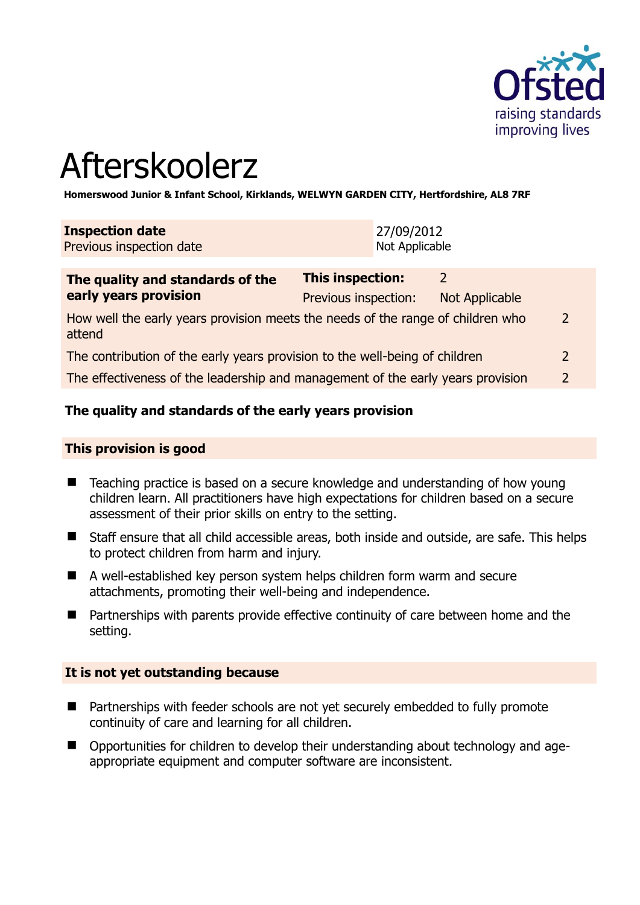# Afterskoolerz

**Homerswood Junior & Infant School, Kirklands, WELWYN GARDEN CITY, Hertfordshire, AL8 7RF**

| **Inspection date** | 27/09/2012 |
|---|---|
| Previous inspection date | Not Applicable |

| **The quality and standards of the early years provision** | **This inspection:** | 2 | |
|---|---|---|---|
| | Previous inspection: | Not Applicable | |
| How well the early years provision meets the needs of the range of children who attend | | | 2 |
| The contribution of the early years provision to the well-being of children | | | 2 |
| The effectiveness of the leadership and management of the early years provision | | | 2 |

### The quality and standards of the early years provision

### This provision is good

- Teaching practice is based on a secure knowledge and understanding of how young children learn. All practitioners have high expectations for children based on a secure assessment of their prior skills on entry to the setting.
- Staff ensure that all child accessible areas, both inside and outside, are safe. This helps to protect children from harm and injury.
- A well-established key person system helps children form warm and secure attachments, promoting their well-being and independence.
- Partnerships with parents provide effective continuity of care between home and the setting.

### It is not yet outstanding because

- Partnerships with feeder schools are not yet securely embedded to fully promote continuity of care and learning for all children.
- Opportunities for children to develop their understanding about technology and age-appropriate equipment and computer software are inconsistent.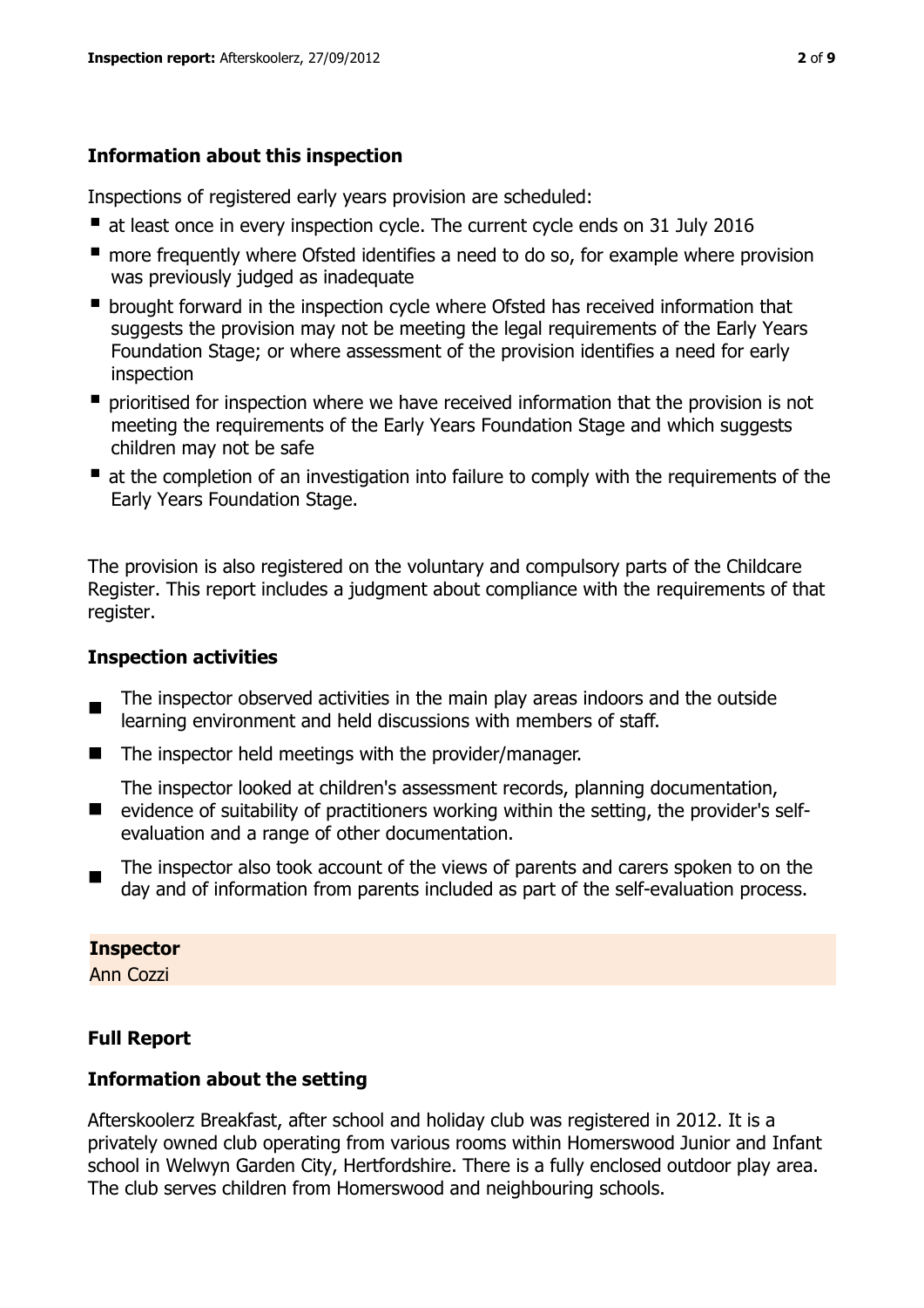### Information about this inspection

Inspections of registered early years provision are scheduled:

- at least once in every inspection cycle. The current cycle ends on 31 July 2016
- more frequently where Ofsted identifies a need to do so, for example where provision was previously judged as inadequate
- brought forward in the inspection cycle where Ofsted has received information that suggests the provision may not be meeting the legal requirements of the Early Years Foundation Stage; or where assessment of the provision identifies a need for early inspection
- prioritised for inspection where we have received information that the provision is not meeting the requirements of the Early Years Foundation Stage and which suggests children may not be safe
- at the completion of an investigation into failure to comply with the requirements of the Early Years Foundation Stage.

The provision is also registered on the voluntary and compulsory parts of the Childcare Register. This report includes a judgment about compliance with the requirements of that register.

### Inspection activities

- The inspector observed activities in the main play areas indoors and the outside learning environment and held discussions with members of staff.
- The inspector held meetings with the provider/manager.
- The inspector looked at children's assessment records, planning documentation, evidence of suitability of practitioners working within the setting, the provider's self-evaluation and a range of other documentation.
- The inspector also took account of the views of parents and carers spoken to on the day and of information from parents included as part of the self-evaluation process.

**Inspector**
Ann Cozzi

### Full Report

### Information about the setting

Afterskoolerz Breakfast, after school and holiday club was registered in 2012. It is a privately owned club operating from various rooms within Homerswood Junior and Infant school in Welwyn Garden City, Hertfordshire. There is a fully enclosed outdoor play area. The club serves children from Homerswood and neighbouring schools.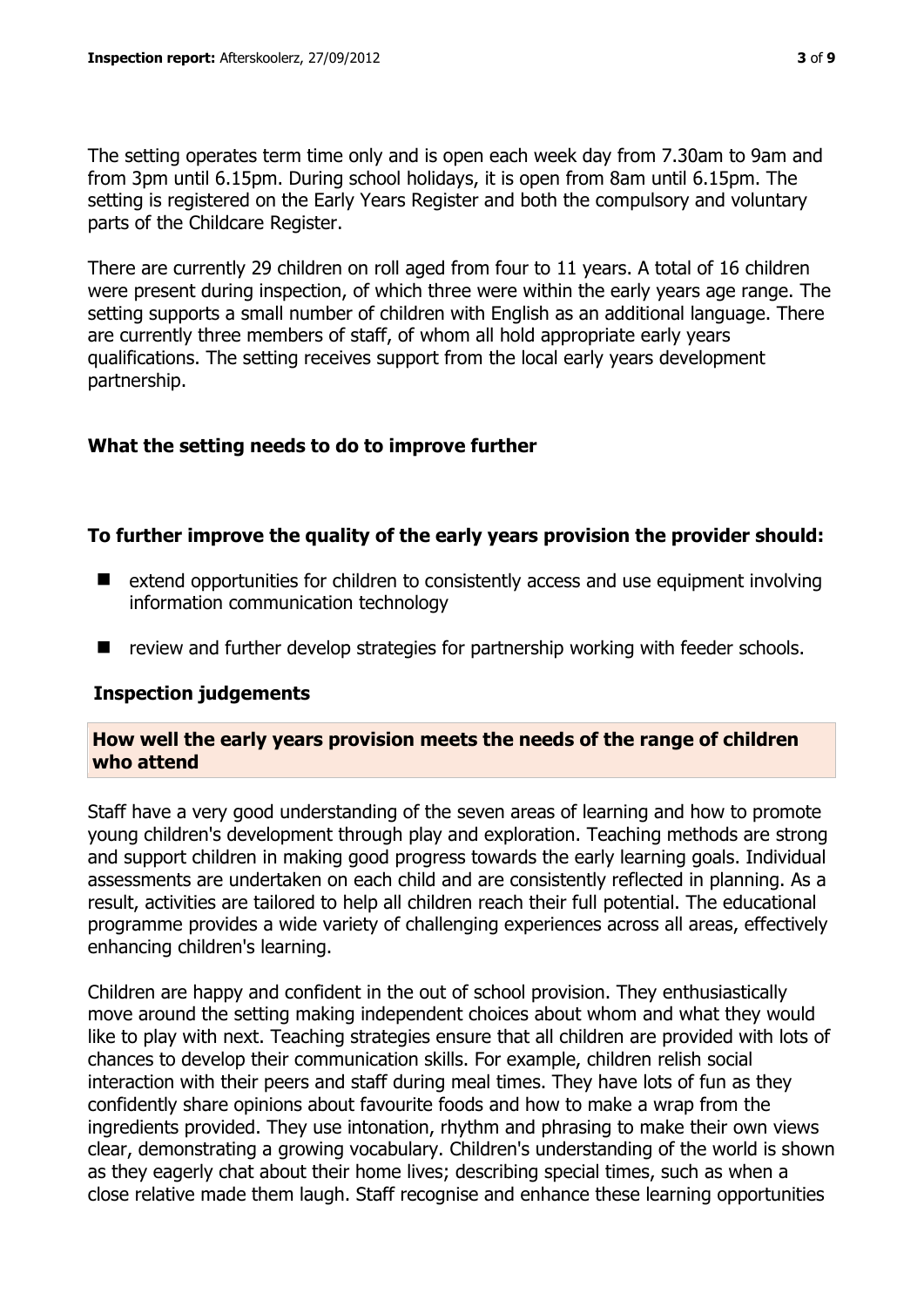The setting operates term time only and is open each week day from 7.30am to 9am and from 3pm until 6.15pm. During school holidays, it is open from 8am until 6.15pm. The setting is registered on the Early Years Register and both the compulsory and voluntary parts of the Childcare Register.

There are currently 29 children on roll aged from four to 11 years. A total of 16 children were present during inspection, of which three were within the early years age range. The setting supports a small number of children with English as an additional language. There are currently three members of staff, of whom all hold appropriate early years qualifications. The setting receives support from the local early years development partnership.

## What the setting needs to do to improve further

### To further improve the quality of the early years provision the provider should:

- extend opportunities for children to consistently access and use equipment involving information communication technology
- review and further develop strategies for partnership working with feeder schools.

## Inspection judgements

### How well the early years provision meets the needs of the range of children who attend

Staff have a very good understanding of the seven areas of learning and how to promote young children's development through play and exploration. Teaching methods are strong and support children in making good progress towards the early learning goals. Individual assessments are undertaken on each child and are consistently reflected in planning. As a result, activities are tailored to help all children reach their full potential. The educational programme provides a wide variety of challenging experiences across all areas, effectively enhancing children's learning.

Children are happy and confident in the out of school provision. They enthusiastically move around the setting making independent choices about whom and what they would like to play with next. Teaching strategies ensure that all children are provided with lots of chances to develop their communication skills. For example, children relish social interaction with their peers and staff during meal times. They have lots of fun as they confidently share opinions about favourite foods and how to make a wrap from the ingredients provided. They use intonation, rhythm and phrasing to make their own views clear, demonstrating a growing vocabulary. Children's understanding of the world is shown as they eagerly chat about their home lives; describing special times, such as when a close relative made them laugh. Staff recognise and enhance these learning opportunities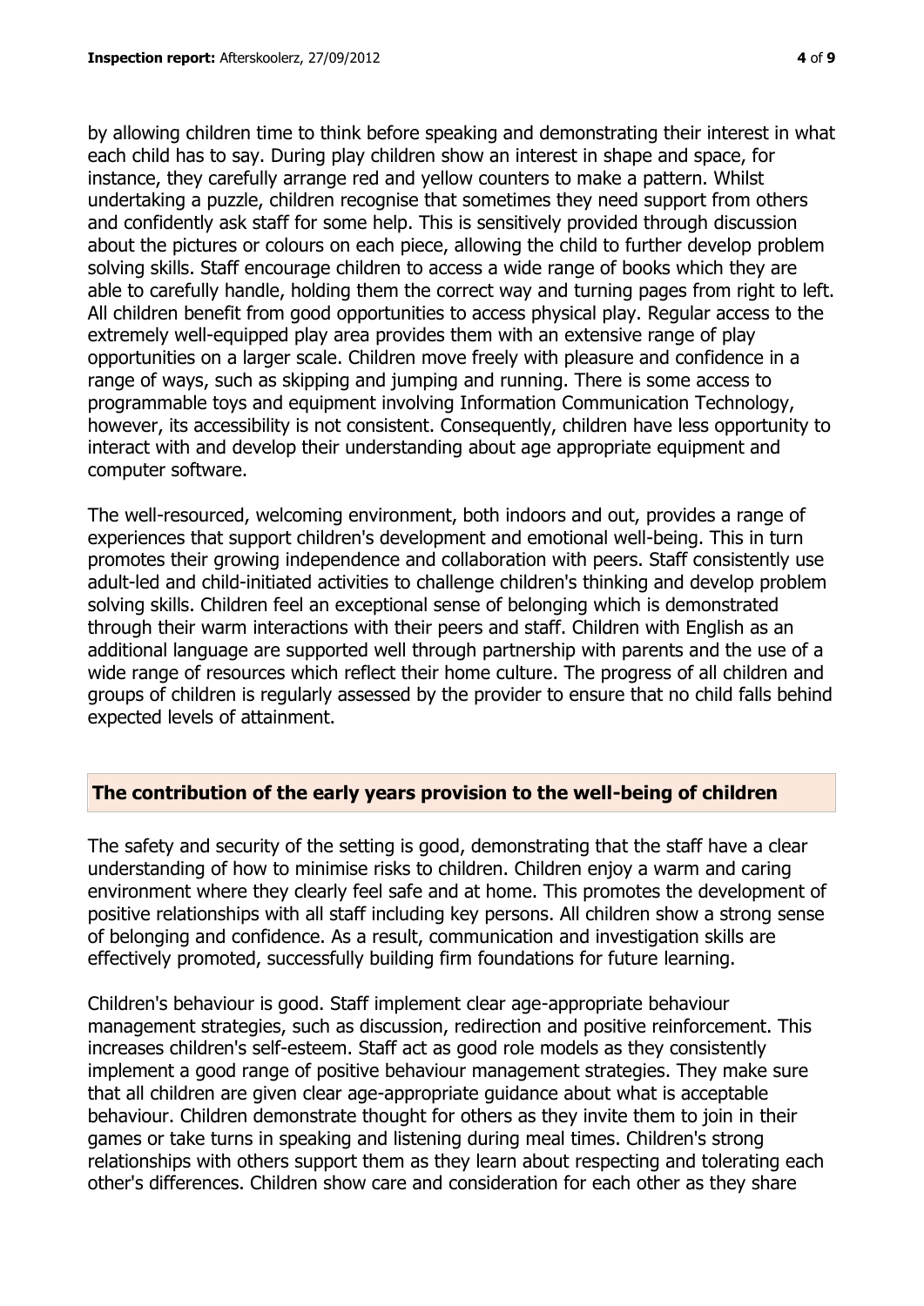by allowing children time to think before speaking and demonstrating their interest in what each child has to say. During play children show an interest in shape and space, for instance, they carefully arrange red and yellow counters to make a pattern. Whilst undertaking a puzzle, children recognise that sometimes they need support from others and confidently ask staff for some help. This is sensitively provided through discussion about the pictures or colours on each piece, allowing the child to further develop problem solving skills. Staff encourage children to access a wide range of books which they are able to carefully handle, holding them the correct way and turning pages from right to left. All children benefit from good opportunities to access physical play. Regular access to the extremely well-equipped play area provides them with an extensive range of play opportunities on a larger scale. Children move freely with pleasure and confidence in a range of ways, such as skipping and jumping and running. There is some access to programmable toys and equipment involving Information Communication Technology, however, its accessibility is not consistent. Consequently, children have less opportunity to interact with and develop their understanding about age appropriate equipment and computer software.

The well-resourced, welcoming environment, both indoors and out, provides a range of experiences that support children's development and emotional well-being. This in turn promotes their growing independence and collaboration with peers. Staff consistently use adult-led and child-initiated activities to challenge children's thinking and develop problem solving skills. Children feel an exceptional sense of belonging which is demonstrated through their warm interactions with their peers and staff. Children with English as an additional language are supported well through partnership with parents and the use of a wide range of resources which reflect their home culture. The progress of all children and groups of children is regularly assessed by the provider to ensure that no child falls behind expected levels of attainment.

## The contribution of the early years provision to the well-being of children

The safety and security of the setting is good, demonstrating that the staff have a clear understanding of how to minimise risks to children. Children enjoy a warm and caring environment where they clearly feel safe and at home. This promotes the development of positive relationships with all staff including key persons. All children show a strong sense of belonging and confidence. As a result, communication and investigation skills are effectively promoted, successfully building firm foundations for future learning.

Children's behaviour is good. Staff implement clear age-appropriate behaviour management strategies, such as discussion, redirection and positive reinforcement. This increases children's self-esteem. Staff act as good role models as they consistently implement a good range of positive behaviour management strategies. They make sure that all children are given clear age-appropriate guidance about what is acceptable behaviour. Children demonstrate thought for others as they invite them to join in their games or take turns in speaking and listening during meal times. Children's strong relationships with others support them as they learn about respecting and tolerating each other's differences. Children show care and consideration for each other as they share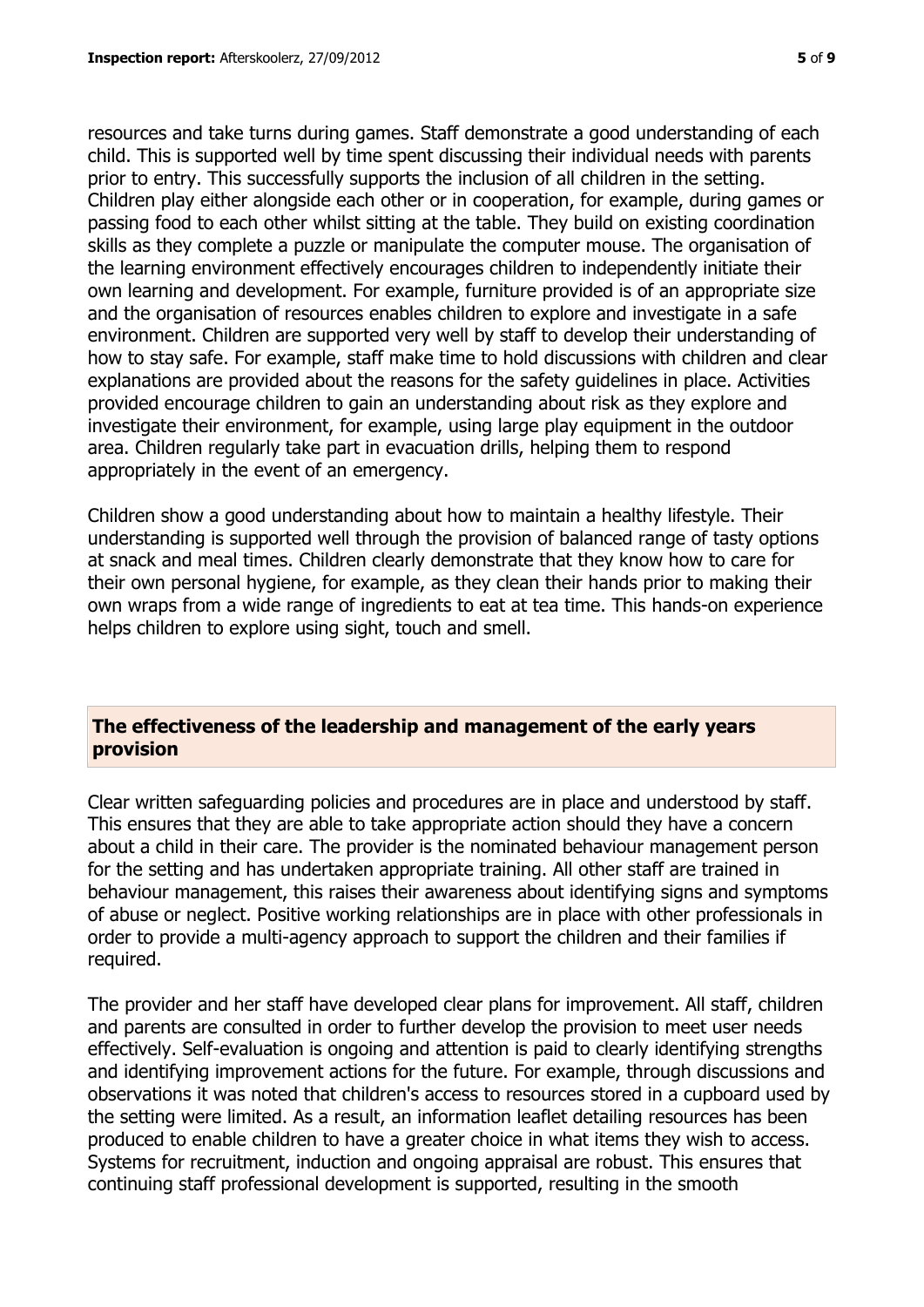resources and take turns during games. Staff demonstrate a good understanding of each child. This is supported well by time spent discussing their individual needs with parents prior to entry. This successfully supports the inclusion of all children in the setting. Children play either alongside each other or in cooperation, for example, during games or passing food to each other whilst sitting at the table. They build on existing coordination skills as they complete a puzzle or manipulate the computer mouse. The organisation of the learning environment effectively encourages children to independently initiate their own learning and development. For example, furniture provided is of an appropriate size and the organisation of resources enables children to explore and investigate in a safe environment. Children are supported very well by staff to develop their understanding of how to stay safe. For example, staff make time to hold discussions with children and clear explanations are provided about the reasons for the safety guidelines in place. Activities provided encourage children to gain an understanding about risk as they explore and investigate their environment, for example, using large play equipment in the outdoor area. Children regularly take part in evacuation drills, helping them to respond appropriately in the event of an emergency.

Children show a good understanding about how to maintain a healthy lifestyle. Their understanding is supported well through the provision of balanced range of tasty options at snack and meal times. Children clearly demonstrate that they know how to care for their own personal hygiene, for example, as they clean their hands prior to making their own wraps from a wide range of ingredients to eat at tea time. This hands-on experience helps children to explore using sight, touch and smell.

## The effectiveness of the leadership and management of the early years provision

Clear written safeguarding policies and procedures are in place and understood by staff. This ensures that they are able to take appropriate action should they have a concern about a child in their care. The provider is the nominated behaviour management person for the setting and has undertaken appropriate training. All other staff are trained in behaviour management, this raises their awareness about identifying signs and symptoms of abuse or neglect. Positive working relationships are in place with other professionals in order to provide a multi-agency approach to support the children and their families if required.

The provider and her staff have developed clear plans for improvement. All staff, children and parents are consulted in order to further develop the provision to meet user needs effectively. Self-evaluation is ongoing and attention is paid to clearly identifying strengths and identifying improvement actions for the future. For example, through discussions and observations it was noted that children's access to resources stored in a cupboard used by the setting were limited. As a result, an information leaflet detailing resources has been produced to enable children to have a greater choice in what items they wish to access. Systems for recruitment, induction and ongoing appraisal are robust. This ensures that continuing staff professional development is supported, resulting in the smooth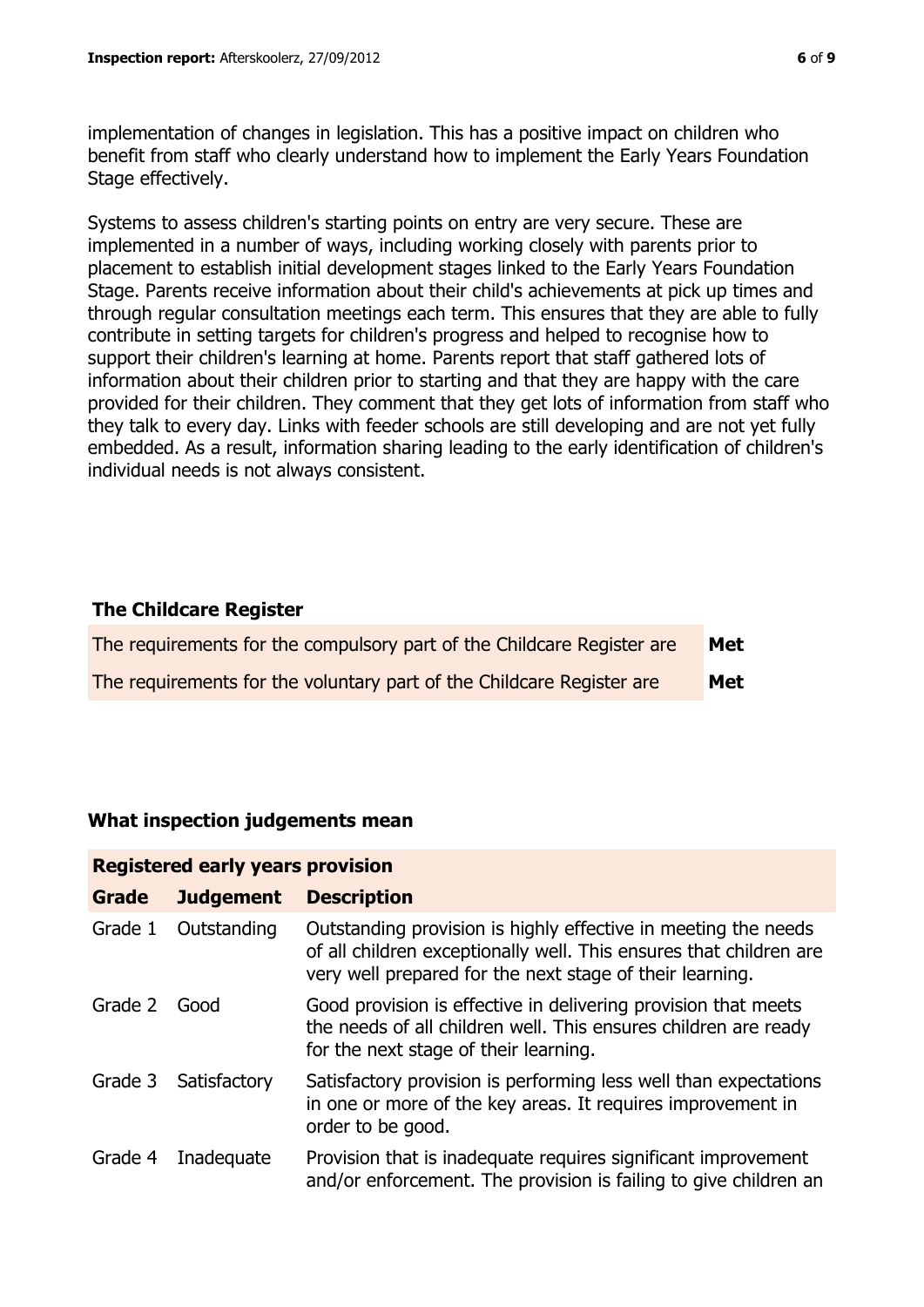implementation of changes in legislation. This has a positive impact on children who benefit from staff who clearly understand how to implement the Early Years Foundation Stage effectively.

Systems to assess children's starting points on entry are very secure. These are implemented in a number of ways, including working closely with parents prior to placement to establish initial development stages linked to the Early Years Foundation Stage. Parents receive information about their child's achievements at pick up times and through regular consultation meetings each term. This ensures that they are able to fully contribute in setting targets for children's progress and helped to recognise how to support their children's learning at home. Parents report that staff gathered lots of information about their children prior to starting and that they are happy with the care provided for their children. They comment that they get lots of information from staff who they talk to every day. Links with feeder schools are still developing and are not yet fully embedded. As a result, information sharing leading to the early identification of children's individual needs is not always consistent.

## The Childcare Register

| | |
|---|---|
| The requirements for the compulsory part of the Childcare Register are | **Met** |
| The requirements for the voluntary part of the Childcare Register are | **Met** |

## What inspection judgements mean

| **Registered early years provision** | | |
|---|---|---|
| **Grade** | **Judgement** | **Description** |
| Grade 1 | Outstanding | Outstanding provision is highly effective in meeting the needs of all children exceptionally well. This ensures that children are very well prepared for the next stage of their learning. |
| Grade 2 | Good | Good provision is effective in delivering provision that meets the needs of all children well. This ensures children are ready for the next stage of their learning. |
| Grade 3 | Satisfactory | Satisfactory provision is performing less well than expectations in one or more of the key areas. It requires improvement in order to be good. |
| Grade 4 | Inadequate | Provision that is inadequate requires significant improvement and/or enforcement. The provision is failing to give children an |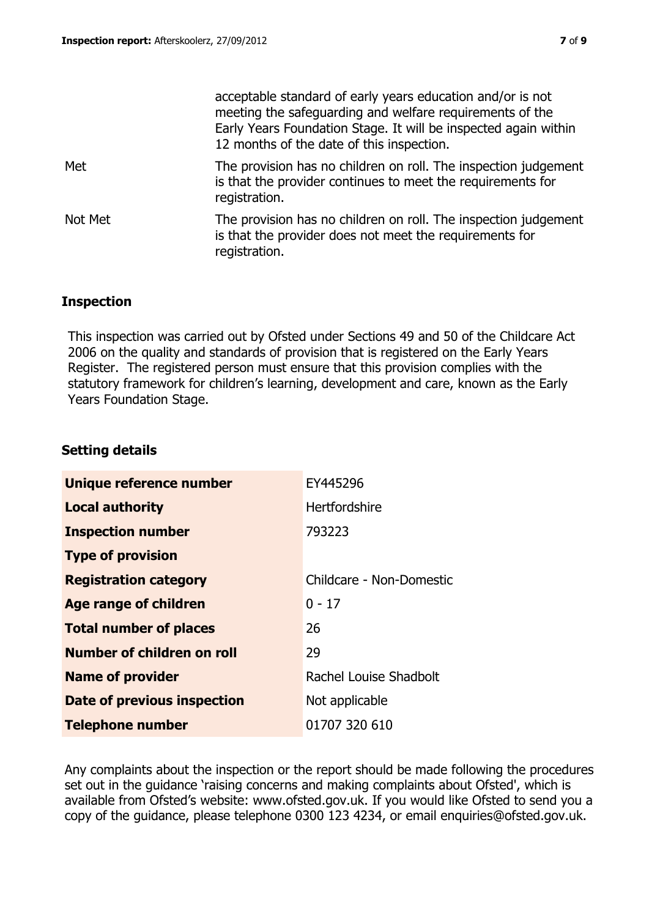| | |
|---|---|
| | acceptable standard of early years education and/or is not meeting the safeguarding and welfare requirements of the Early Years Foundation Stage. It will be inspected again within 12 months of the date of this inspection. |
| Met | The provision has no children on roll. The inspection judgement is that the provider continues to meet the requirements for registration. |
| Not Met | The provision has no children on roll. The inspection judgement is that the provider does not meet the requirements for registration. |

## Inspection

This inspection was carried out by Ofsted under Sections 49 and 50 of the Childcare Act 2006 on the quality and standards of provision that is registered on the Early Years Register. The registered person must ensure that this provision complies with the statutory framework for children's learning, development and care, known as the Early Years Foundation Stage.

## Setting details

| | |
|---|---|
| **Unique reference number** | EY445296 |
| **Local authority** | Hertfordshire |
| **Inspection number** | 793223 |
| **Type of provision** | |
| **Registration category** | Childcare - Non-Domestic |
| **Age range of children** | 0 - 17 |
| **Total number of places** | 26 |
| **Number of children on roll** | 29 |
| **Name of provider** | Rachel Louise Shadbolt |
| **Date of previous inspection** | Not applicable |
| **Telephone number** | 01707 320 610 |

Any complaints about the inspection or the report should be made following the procedures set out in the guidance 'raising concerns and making complaints about Ofsted', which is available from Ofsted's website: www.ofsted.gov.uk. If you would like Ofsted to send you a copy of the guidance, please telephone 0300 123 4234, or email enquiries@ofsted.gov.uk.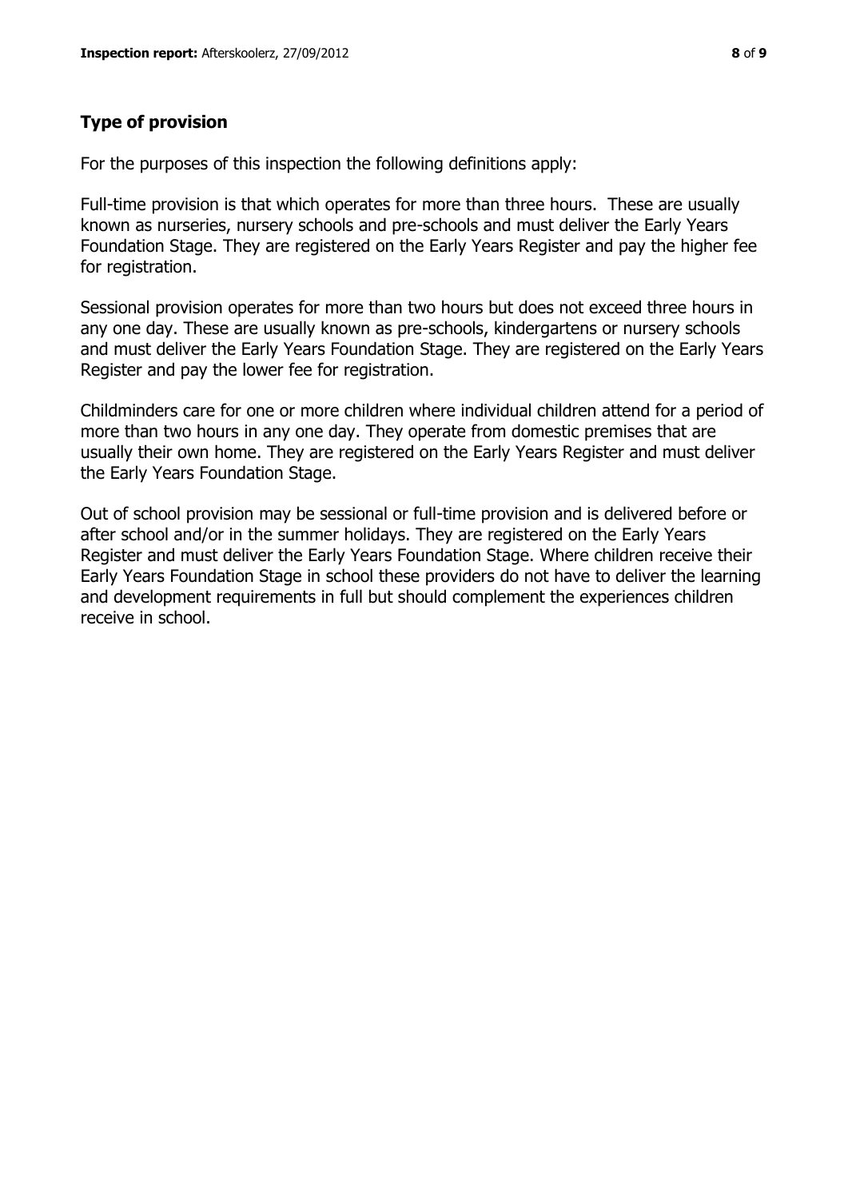### Type of provision

For the purposes of this inspection the following definitions apply:

Full-time provision is that which operates for more than three hours. These are usually known as nurseries, nursery schools and pre-schools and must deliver the Early Years Foundation Stage. They are registered on the Early Years Register and pay the higher fee for registration.

Sessional provision operates for more than two hours but does not exceed three hours in any one day. These are usually known as pre-schools, kindergartens or nursery schools and must deliver the Early Years Foundation Stage. They are registered on the Early Years Register and pay the lower fee for registration.

Childminders care for one or more children where individual children attend for a period of more than two hours in any one day. They operate from domestic premises that are usually their own home. They are registered on the Early Years Register and must deliver the Early Years Foundation Stage.

Out of school provision may be sessional or full-time provision and is delivered before or after school and/or in the summer holidays. They are registered on the Early Years Register and must deliver the Early Years Foundation Stage. Where children receive their Early Years Foundation Stage in school these providers do not have to deliver the learning and development requirements in full but should complement the experiences children receive in school.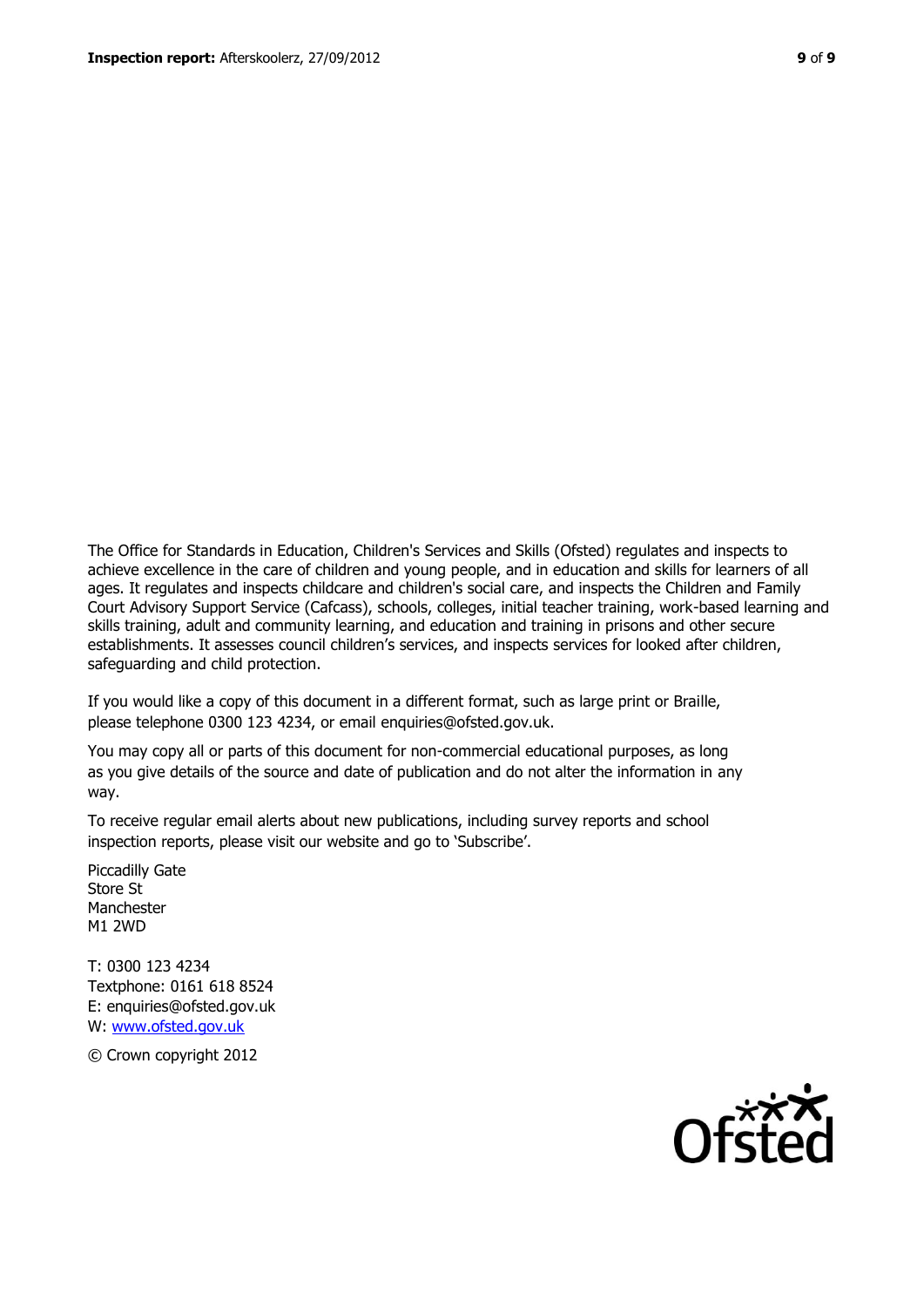The Office for Standards in Education, Children's Services and Skills (Ofsted) regulates and inspects to achieve excellence in the care of children and young people, and in education and skills for learners of all ages. It regulates and inspects childcare and children's social care, and inspects the Children and Family Court Advisory Support Service (Cafcass), schools, colleges, initial teacher training, work-based learning and skills training, adult and community learning, and education and training in prisons and other secure establishments. It assesses council children's services, and inspects services for looked after children, safeguarding and child protection.

If you would like a copy of this document in a different format, such as large print or Braille, please telephone 0300 123 4234, or email enquiries@ofsted.gov.uk.

You may copy all or parts of this document for non-commercial educational purposes, as long as you give details of the source and date of publication and do not alter the information in any way.

To receive regular email alerts about new publications, including survey reports and school inspection reports, please visit our website and go to 'Subscribe'.

Piccadilly Gate
Store St
Manchester
M1 2WD

T: 0300 123 4234
Textphone: 0161 618 8524
E: enquiries@ofsted.gov.uk
W: www.ofsted.gov.uk

© Crown copyright 2012

Ofsted